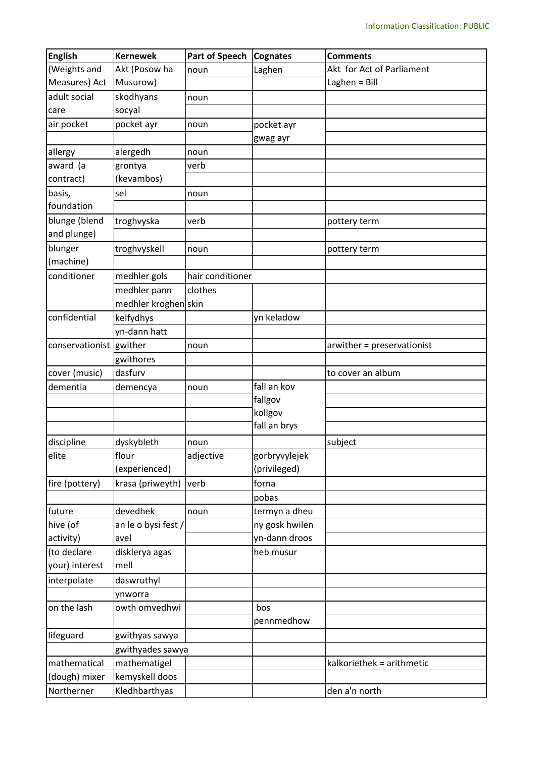| English | Kernewek | Part of Speech | Cognates | Comments |
|---|---|---|---|---|
| (Weights and Measures) Act | Akt (Posow ha Musurow) | noun | Laghen | Akt for Act of Parliament<br>Laghen = Bill |
| adult social care | skodhyans socyal | noun | | |
| air pocket | pocket ayr | noun | pocket ayr<br>gwag ayr | |
| allergy | alergedh | noun | | |
| award (a contract) | grontya (kevambos) | verb | | |
| basis, foundation | sel | noun | | |
| blunge (blend and plunge) | troghvyska | verb | | pottery term |
| blunger (machine) | troghvyskell | noun | | pottery term |
| conditioner | medhler gols | hair conditioner | | |
| | medhler pann | clothes | | |
| | medhler kroghen | skin | | |
| confidential | kelfydhys | | yn keladow | |
| | yn-dann hatt | | | |
| conservationist | gwither | noun | | arwither = preservationist |
| | gwithores | | | |
| cover (music) | dasfurv | | | to cover an album |
| dementia | demencya | noun | fall an kov<br>fallgov<br>kollgov<br>fall an brys | |
| discipline | dyskybleth | noun | | subject |
| elite | flour (experienced) | adjective | gorbryvylejek (privileged) | |
| fire (pottery) | krasa (priweyth) | verb | forna<br>pobas | |
| future | devedhek | noun | termyn a dheu | |
| hive (of activity) | an le o bysi fest / avel | | ny gosk hwilen<br>yn-dann droos | |
| (to declare your) interest | disklerya agas mell | | heb musur | |
| interpolate | daswruthyl | | | |
| | ynworra | | | |
| on the lash | owth omvedhwi | | bos<br>pennmedhow | |
| lifeguard | gwithyas sawya | | | |
| | gwithyades sawya | | | |
| mathematical | mathematigel | | | kalkoriethek = arithmetic |
| (dough) mixer | kemyskell doos | | | |
| Northerner | Kledhbarthyas | | | den a'n north |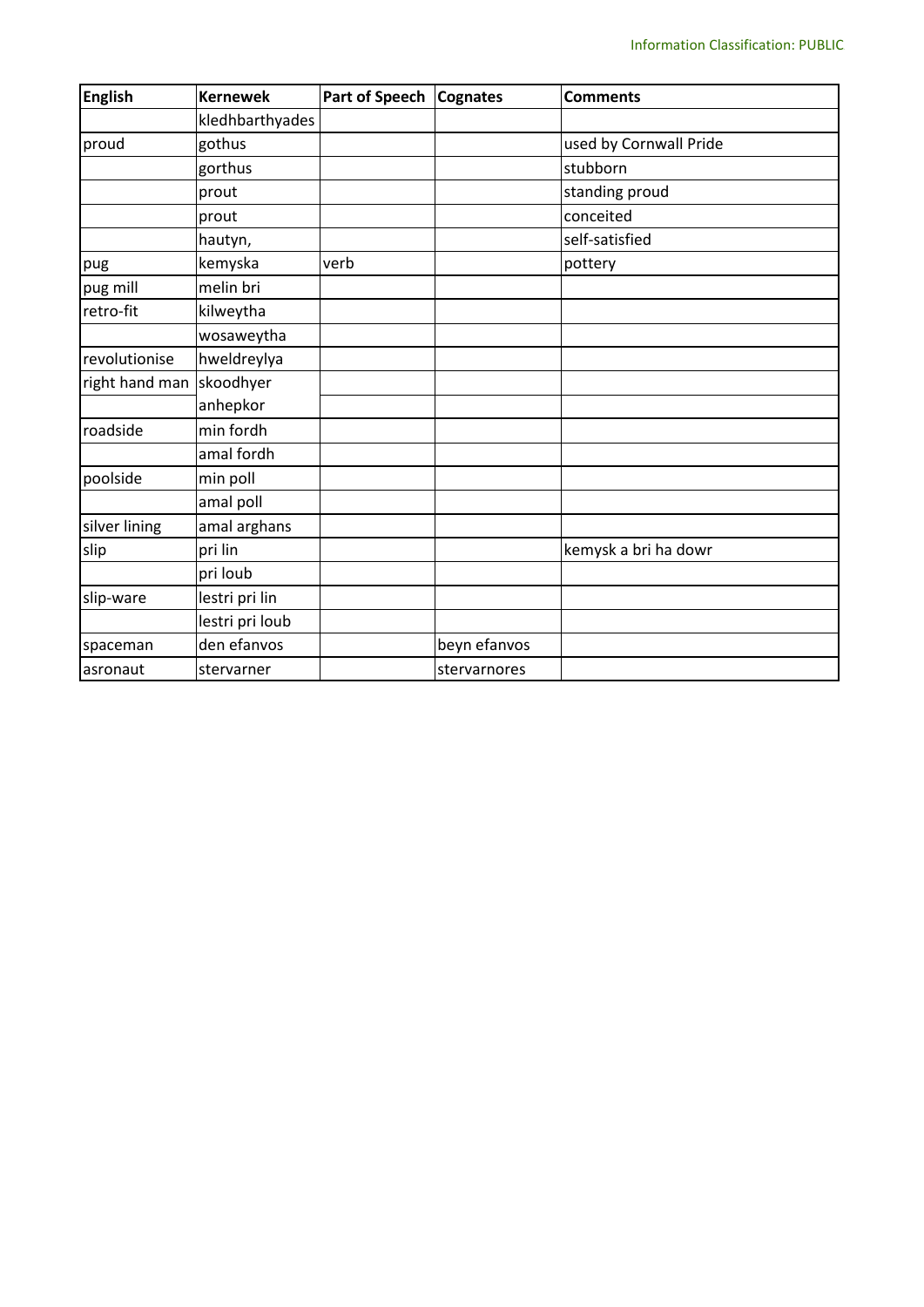| English | Kernewek | Part of Speech | Cognates | Comments |
|---|---|---|---|---|
| | kledhbarthyades | | | |
| proud | gothus | | | used by Cornwall Pride |
| | gorthus | | | stubborn |
| | prout | | | standing proud |
| | prout | | | conceited |
| | hautyn, | | | self-satisfied |
| pug | kemyska | verb | | pottery |
| pug mill | melin bri | | | |
| retro-fit | kilweytha | | | |
| | wosaweytha | | | |
| revolutionise | hweldreylya | | | |
| right hand man | skoodhyer | | | |
| | anhepkor | | | |
| roadside | min fordh | | | |
| | amal fordh | | | |
| poolside | min poll | | | |
| | amal poll | | | |
| silver lining | amal arghans | | | |
| slip | pri lin | | | kemysk a bri ha dowr |
| | pri loub | | | |
| slip-ware | lestri pri lin | | | |
| | lestri pri loub | | | |
| spaceman | den efanvos | | beyn efanvos | |
| asronaut | stervarner | | stervarnores | |